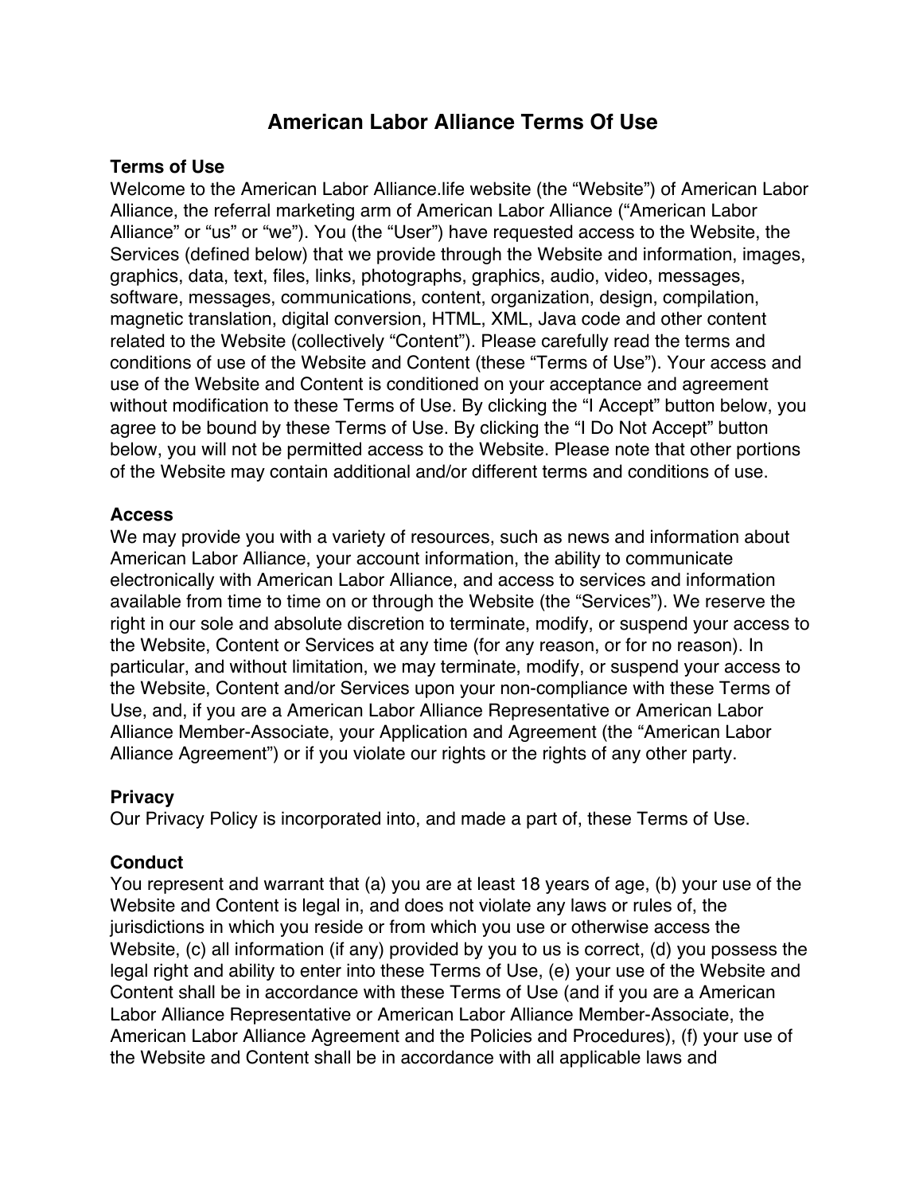# American Labor Alliance Terms Of Use

### Terms of Use

Welcome to the American Labor Alliance.life website (the "Website") of American Labor Alliance, the referral marketing arm of American Labor Alliance ("American Labor Alliance" or "us" or "we"). You (the "User") have requested access to the Website, the Services (defined below) that we provide through the Website and information, images, graphics, data, text, files, links, photographs, graphics, audio, video, messages, software, messages, communications, content, organization, design, compilation, magnetic translation, digital conversion, HTML, XML, Java code and other content related to the Website (collectively "Content"). Please carefully read the terms and conditions of use of the Website and Content (these "Terms of Use"). Your access and use of the Website and Content is conditioned on your acceptance and agreement without modification to these Terms of Use. By clicking the "I Accept" button below, you agree to be bound by these Terms of Use. By clicking the "I Do Not Accept" button below, you will not be permitted access to the Website. Please note that other portions of the Website may contain additional and/or different terms and conditions of use.

### Access

We may provide you with a variety of resources, such as news and information about American Labor Alliance, your account information, the ability to communicate electronically with American Labor Alliance, and access to services and information available from time to time on or through the Website (the "Services"). We reserve the right in our sole and absolute discretion to terminate, modify, or suspend your access to the Website, Content or Services at any time (for any reason, or for no reason). In particular, and without limitation, we may terminate, modify, or suspend your access to the Website, Content and/or Services upon your non-compliance with these Terms of Use, and, if you are a American Labor Alliance Representative or American Labor Alliance Member-Associate, your Application and Agreement (the "American Labor Alliance Agreement") or if you violate our rights or the rights of any other party.

### Privacy

Our Privacy Policy is incorporated into, and made a part of, these Terms of Use.

### Conduct

You represent and warrant that (a) you are at least 18 years of age, (b) your use of the Website and Content is legal in, and does not violate any laws or rules of, the jurisdictions in which you reside or from which you use or otherwise access the Website, (c) all information (if any) provided by you to us is correct, (d) you possess the legal right and ability to enter into these Terms of Use, (e) your use of the Website and Content shall be in accordance with these Terms of Use (and if you are a American Labor Alliance Representative or American Labor Alliance Member-Associate, the American Labor Alliance Agreement and the Policies and Procedures), (f) your use of the Website and Content shall be in accordance with all applicable laws and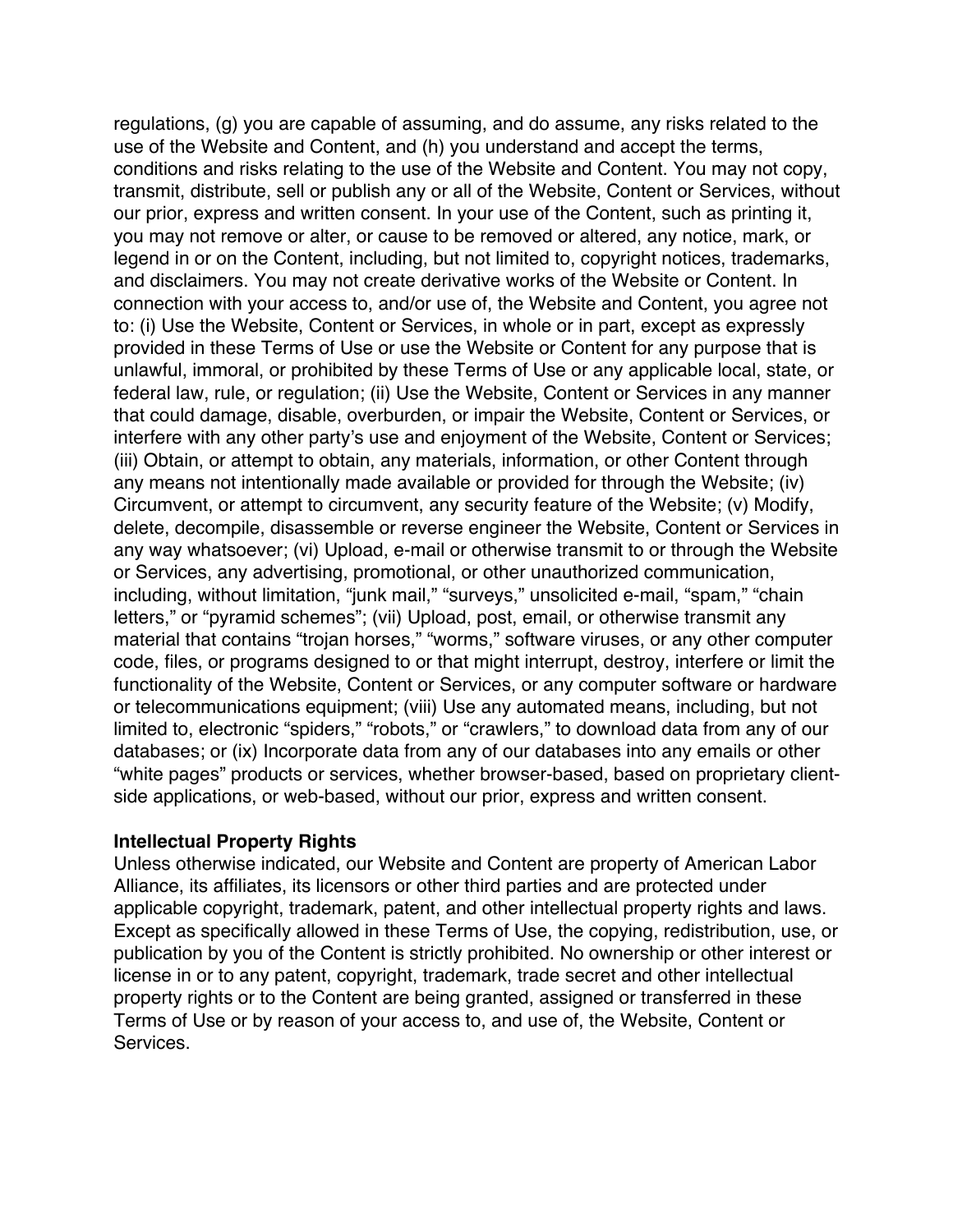regulations, (g) you are capable of assuming, and do assume, any risks related to the use of the Website and Content, and (h) you understand and accept the terms, conditions and risks relating to the use of the Website and Content. You may not copy, transmit, distribute, sell or publish any or all of the Website, Content or Services, without our prior, express and written consent. In your use of the Content, such as printing it, you may not remove or alter, or cause to be removed or altered, any notice, mark, or legend in or on the Content, including, but not limited to, copyright notices, trademarks, and disclaimers. You may not create derivative works of the Website or Content. In connection with your access to, and/or use of, the Website and Content, you agree not to: (i) Use the Website, Content or Services, in whole or in part, except as expressly provided in these Terms of Use or use the Website or Content for any purpose that is unlawful, immoral, or prohibited by these Terms of Use or any applicable local, state, or federal law, rule, or regulation; (ii) Use the Website, Content or Services in any manner that could damage, disable, overburden, or impair the Website, Content or Services, or interfere with any other party's use and enjoyment of the Website, Content or Services; (iii) Obtain, or attempt to obtain, any materials, information, or other Content through any means not intentionally made available or provided for through the Website; (iv) Circumvent, or attempt to circumvent, any security feature of the Website; (v) Modify, delete, decompile, disassemble or reverse engineer the Website, Content or Services in any way whatsoever; (vi) Upload, e-mail or otherwise transmit to or through the Website or Services, any advertising, promotional, or other unauthorized communication, including, without limitation, "junk mail," "surveys," unsolicited e-mail, "spam," "chain letters," or "pyramid schemes"; (vii) Upload, post, email, or otherwise transmit any material that contains "trojan horses," "worms," software viruses, or any other computer code, files, or programs designed to or that might interrupt, destroy, interfere or limit the functionality of the Website, Content or Services, or any computer software or hardware or telecommunications equipment; (viii) Use any automated means, including, but not limited to, electronic "spiders," "robots," or "crawlers," to download data from any of our databases; or (ix) Incorporate data from any of our databases into any emails or other "white pages" products or services, whether browser-based, based on proprietary client-side applications, or web-based, without our prior, express and written consent.

**Intellectual Property Rights**

Unless otherwise indicated, our Website and Content are property of American Labor Alliance, its affiliates, its licensors or other third parties and are protected under applicable copyright, trademark, patent, and other intellectual property rights and laws. Except as specifically allowed in these Terms of Use, the copying, redistribution, use, or publication by you of the Content is strictly prohibited. No ownership or other interest or license in or to any patent, copyright, trademark, trade secret and other intellectual property rights or to the Content are being granted, assigned or transferred in these Terms of Use or by reason of your access to, and use of, the Website, Content or Services.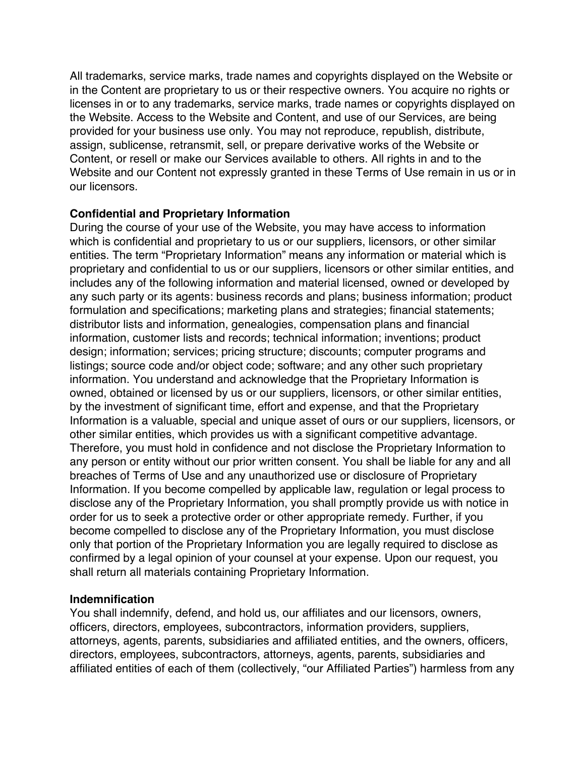All trademarks, service marks, trade names and copyrights displayed on the Website or in the Content are proprietary to us or their respective owners. You acquire no rights or licenses in or to any trademarks, service marks, trade names or copyrights displayed on the Website. Access to the Website and Content, and use of our Services, are being provided for your business use only. You may not reproduce, republish, distribute, assign, sublicense, retransmit, sell, or prepare derivative works of the Website or Content, or resell or make our Services available to others. All rights in and to the Website and our Content not expressly granted in these Terms of Use remain in us or in our licensors.

**Confidential and Proprietary Information**

During the course of your use of the Website, you may have access to information which is confidential and proprietary to us or our suppliers, licensors, or other similar entities. The term "Proprietary Information" means any information or material which is proprietary and confidential to us or our suppliers, licensors or other similar entities, and includes any of the following information and material licensed, owned or developed by any such party or its agents: business records and plans; business information; product formulation and specifications; marketing plans and strategies; financial statements; distributor lists and information, genealogies, compensation plans and financial information, customer lists and records; technical information; inventions; product design; information; services; pricing structure; discounts; computer programs and listings; source code and/or object code; software; and any other such proprietary information. You understand and acknowledge that the Proprietary Information is owned, obtained or licensed by us or our suppliers, licensors, or other similar entities, by the investment of significant time, effort and expense, and that the Proprietary Information is a valuable, special and unique asset of ours or our suppliers, licensors, or other similar entities, which provides us with a significant competitive advantage. Therefore, you must hold in confidence and not disclose the Proprietary Information to any person or entity without our prior written consent. You shall be liable for any and all breaches of Terms of Use and any unauthorized use or disclosure of Proprietary Information. If you become compelled by applicable law, regulation or legal process to disclose any of the Proprietary Information, you shall promptly provide us with notice in order for us to seek a protective order or other appropriate remedy. Further, if you become compelled to disclose any of the Proprietary Information, you must disclose only that portion of the Proprietary Information you are legally required to disclose as confirmed by a legal opinion of your counsel at your expense. Upon our request, you shall return all materials containing Proprietary Information.

**Indemnification**

You shall indemnify, defend, and hold us, our affiliates and our licensors, owners, officers, directors, employees, subcontractors, information providers, suppliers, attorneys, agents, parents, subsidiaries and affiliated entities, and the owners, officers, directors, employees, subcontractors, attorneys, agents, parents, subsidiaries and affiliated entities of each of them (collectively, "our Affiliated Parties") harmless from any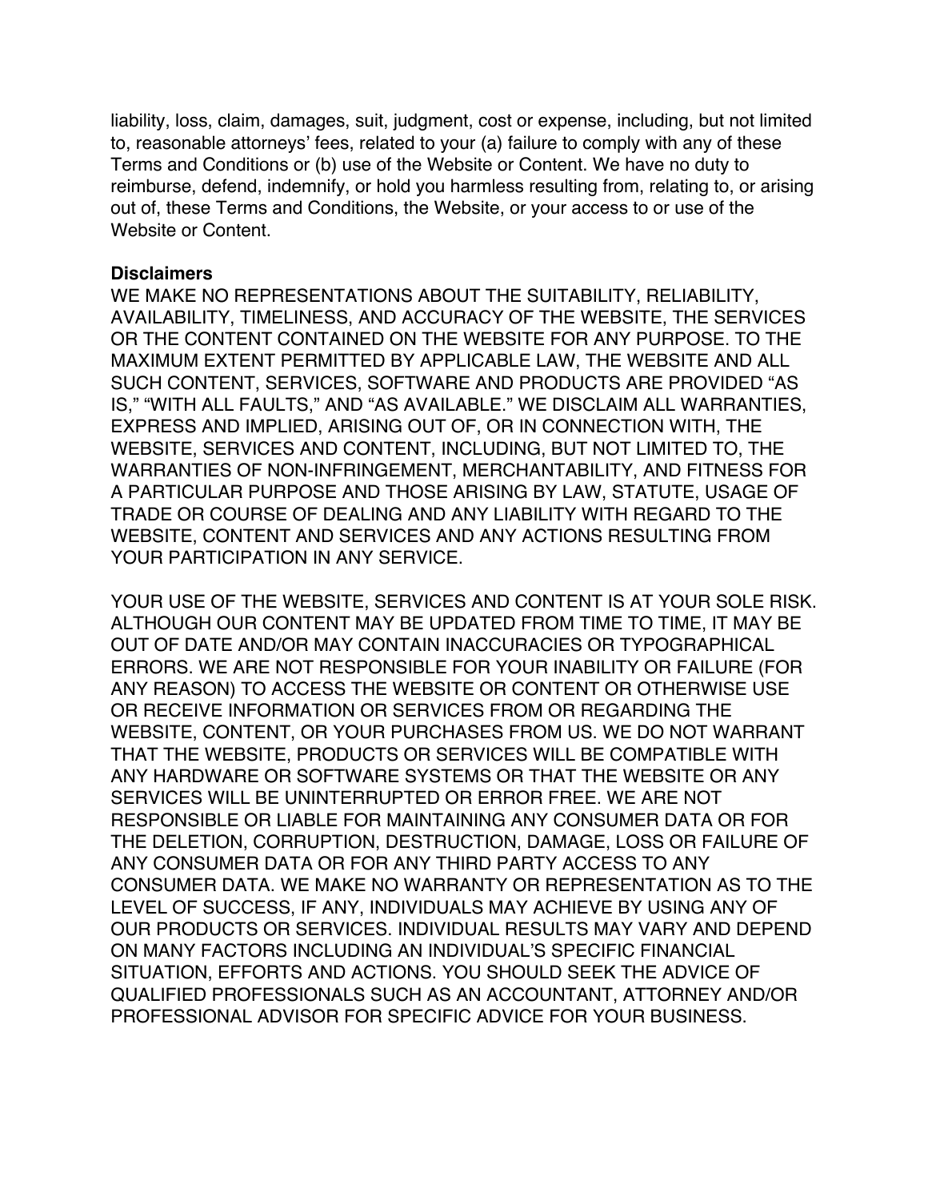liability, loss, claim, damages, suit, judgment, cost or expense, including, but not limited to, reasonable attorneys' fees, related to your (a) failure to comply with any of these Terms and Conditions or (b) use of the Website or Content. We have no duty to reimburse, defend, indemnify, or hold you harmless resulting from, relating to, or arising out of, these Terms and Conditions, the Website, or your access to or use of the Website or Content.

**Disclaimers**

WE MAKE NO REPRESENTATIONS ABOUT THE SUITABILITY, RELIABILITY, AVAILABILITY, TIMELINESS, AND ACCURACY OF THE WEBSITE, THE SERVICES OR THE CONTENT CONTAINED ON THE WEBSITE FOR ANY PURPOSE. TO THE MAXIMUM EXTENT PERMITTED BY APPLICABLE LAW, THE WEBSITE AND ALL SUCH CONTENT, SERVICES, SOFTWARE AND PRODUCTS ARE PROVIDED "AS IS," "WITH ALL FAULTS," AND "AS AVAILABLE." WE DISCLAIM ALL WARRANTIES, EXPRESS AND IMPLIED, ARISING OUT OF, OR IN CONNECTION WITH, THE WEBSITE, SERVICES AND CONTENT, INCLUDING, BUT NOT LIMITED TO, THE WARRANTIES OF NON-INFRINGEMENT, MERCHANTABILITY, AND FITNESS FOR A PARTICULAR PURPOSE AND THOSE ARISING BY LAW, STATUTE, USAGE OF TRADE OR COURSE OF DEALING AND ANY LIABILITY WITH REGARD TO THE WEBSITE, CONTENT AND SERVICES AND ANY ACTIONS RESULTING FROM YOUR PARTICIPATION IN ANY SERVICE.

YOUR USE OF THE WEBSITE, SERVICES AND CONTENT IS AT YOUR SOLE RISK. ALTHOUGH OUR CONTENT MAY BE UPDATED FROM TIME TO TIME, IT MAY BE OUT OF DATE AND/OR MAY CONTAIN INACCURACIES OR TYPOGRAPHICAL ERRORS. WE ARE NOT RESPONSIBLE FOR YOUR INABILITY OR FAILURE (FOR ANY REASON) TO ACCESS THE WEBSITE OR CONTENT OR OTHERWISE USE OR RECEIVE INFORMATION OR SERVICES FROM OR REGARDING THE WEBSITE, CONTENT, OR YOUR PURCHASES FROM US. WE DO NOT WARRANT THAT THE WEBSITE, PRODUCTS OR SERVICES WILL BE COMPATIBLE WITH ANY HARDWARE OR SOFTWARE SYSTEMS OR THAT THE WEBSITE OR ANY SERVICES WILL BE UNINTERRUPTED OR ERROR FREE. WE ARE NOT RESPONSIBLE OR LIABLE FOR MAINTAINING ANY CONSUMER DATA OR FOR THE DELETION, CORRUPTION, DESTRUCTION, DAMAGE, LOSS OR FAILURE OF ANY CONSUMER DATA OR FOR ANY THIRD PARTY ACCESS TO ANY CONSUMER DATA. WE MAKE NO WARRANTY OR REPRESENTATION AS TO THE LEVEL OF SUCCESS, IF ANY, INDIVIDUALS MAY ACHIEVE BY USING ANY OF OUR PRODUCTS OR SERVICES. INDIVIDUAL RESULTS MAY VARY AND DEPEND ON MANY FACTORS INCLUDING AN INDIVIDUAL'S SPECIFIC FINANCIAL SITUATION, EFFORTS AND ACTIONS. YOU SHOULD SEEK THE ADVICE OF QUALIFIED PROFESSIONALS SUCH AS AN ACCOUNTANT, ATTORNEY AND/OR PROFESSIONAL ADVISOR FOR SPECIFIC ADVICE FOR YOUR BUSINESS.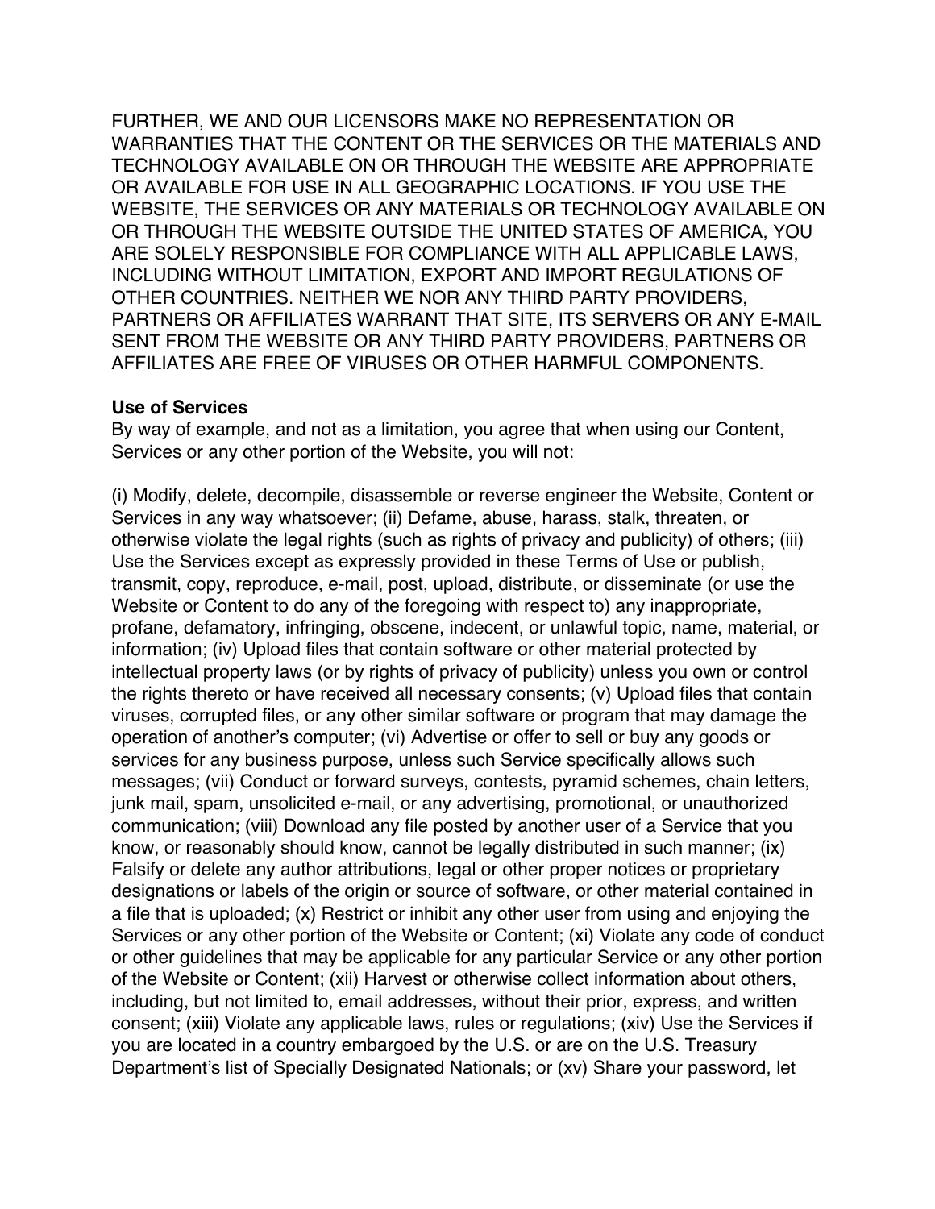FURTHER, WE AND OUR LICENSORS MAKE NO REPRESENTATION OR WARRANTIES THAT THE CONTENT OR THE SERVICES OR THE MATERIALS AND TECHNOLOGY AVAILABLE ON OR THROUGH THE WEBSITE ARE APPROPRIATE OR AVAILABLE FOR USE IN ALL GEOGRAPHIC LOCATIONS. IF YOU USE THE WEBSITE, THE SERVICES OR ANY MATERIALS OR TECHNOLOGY AVAILABLE ON OR THROUGH THE WEBSITE OUTSIDE THE UNITED STATES OF AMERICA, YOU ARE SOLELY RESPONSIBLE FOR COMPLIANCE WITH ALL APPLICABLE LAWS, INCLUDING WITHOUT LIMITATION, EXPORT AND IMPORT REGULATIONS OF OTHER COUNTRIES. NEITHER WE NOR ANY THIRD PARTY PROVIDERS, PARTNERS OR AFFILIATES WARRANT THAT SITE, ITS SERVERS OR ANY E-MAIL SENT FROM THE WEBSITE OR ANY THIRD PARTY PROVIDERS, PARTNERS OR AFFILIATES ARE FREE OF VIRUSES OR OTHER HARMFUL COMPONENTS.

**Use of Services**
By way of example, and not as a limitation, you agree that when using our Content, Services or any other portion of the Website, you will not:

(i) Modify, delete, decompile, disassemble or reverse engineer the Website, Content or Services in any way whatsoever; (ii) Defame, abuse, harass, stalk, threaten, or otherwise violate the legal rights (such as rights of privacy and publicity) of others; (iii) Use the Services except as expressly provided in these Terms of Use or publish, transmit, copy, reproduce, e-mail, post, upload, distribute, or disseminate (or use the Website or Content to do any of the foregoing with respect to) any inappropriate, profane, defamatory, infringing, obscene, indecent, or unlawful topic, name, material, or information; (iv) Upload files that contain software or other material protected by intellectual property laws (or by rights of privacy of publicity) unless you own or control the rights thereto or have received all necessary consents; (v) Upload files that contain viruses, corrupted files, or any other similar software or program that may damage the operation of another's computer; (vi) Advertise or offer to sell or buy any goods or services for any business purpose, unless such Service specifically allows such messages; (vii) Conduct or forward surveys, contests, pyramid schemes, chain letters, junk mail, spam, unsolicited e-mail, or any advertising, promotional, or unauthorized communication; (viii) Download any file posted by another user of a Service that you know, or reasonably should know, cannot be legally distributed in such manner; (ix) Falsify or delete any author attributions, legal or other proper notices or proprietary designations or labels of the origin or source of software, or other material contained in a file that is uploaded; (x) Restrict or inhibit any other user from using and enjoying the Services or any other portion of the Website or Content; (xi) Violate any code of conduct or other guidelines that may be applicable for any particular Service or any other portion of the Website or Content; (xii) Harvest or otherwise collect information about others, including, but not limited to, email addresses, without their prior, express, and written consent; (xiii) Violate any applicable laws, rules or regulations; (xiv) Use the Services if you are located in a country embargoed by the U.S. or are on the U.S. Treasury Department's list of Specially Designated Nationals; or (xv) Share your password, let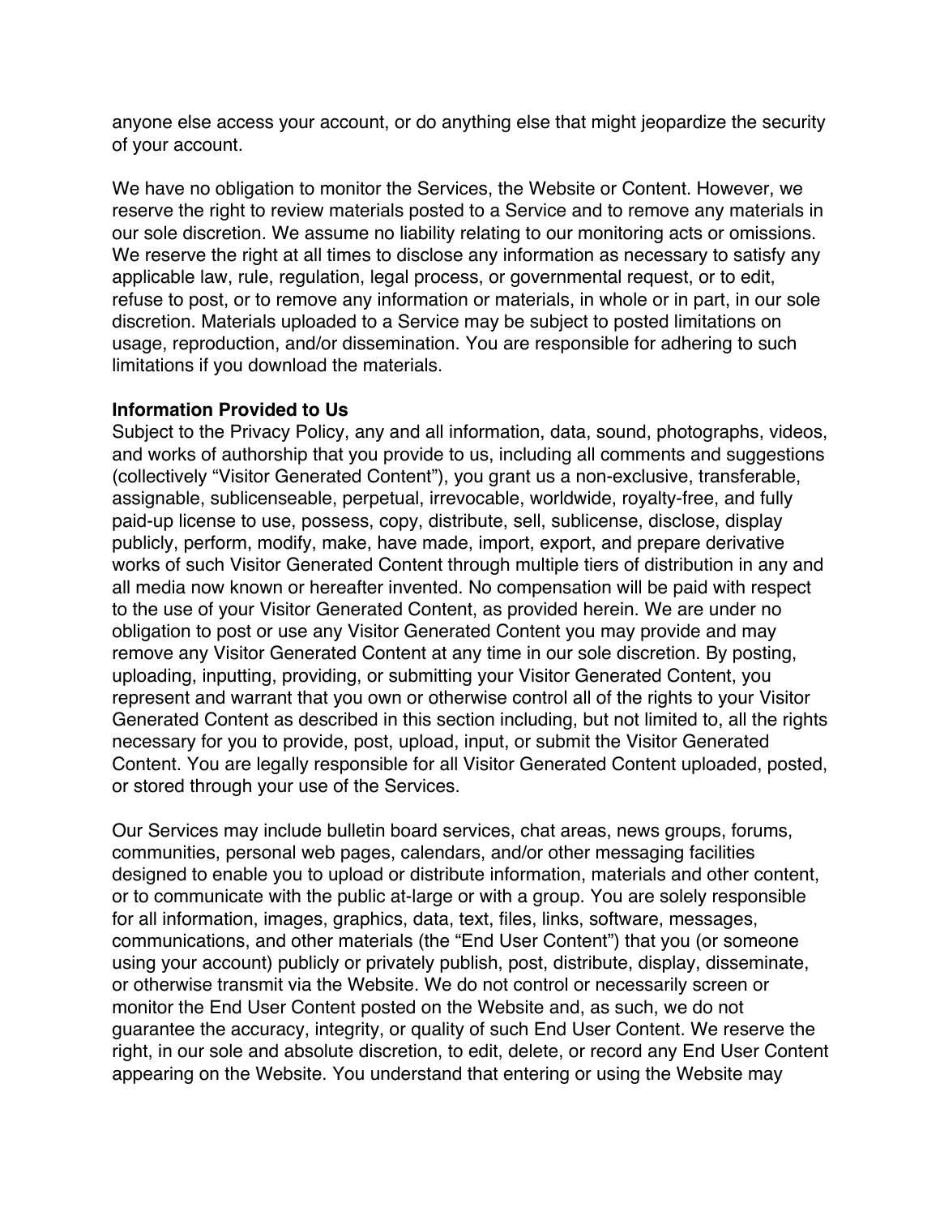anyone else access your account, or do anything else that might jeopardize the security of your account.

We have no obligation to monitor the Services, the Website or Content. However, we reserve the right to review materials posted to a Service and to remove any materials in our sole discretion. We assume no liability relating to our monitoring acts or omissions. We reserve the right at all times to disclose any information as necessary to satisfy any applicable law, rule, regulation, legal process, or governmental request, or to edit, refuse to post, or to remove any information or materials, in whole or in part, in our sole discretion. Materials uploaded to a Service may be subject to posted limitations on usage, reproduction, and/or dissemination. You are responsible for adhering to such limitations if you download the materials.

**Information Provided to Us**

Subject to the Privacy Policy, any and all information, data, sound, photographs, videos, and works of authorship that you provide to us, including all comments and suggestions (collectively "Visitor Generated Content"), you grant us a non-exclusive, transferable, assignable, sublicenseable, perpetual, irrevocable, worldwide, royalty-free, and fully paid-up license to use, possess, copy, distribute, sell, sublicense, disclose, display publicly, perform, modify, make, have made, import, export, and prepare derivative works of such Visitor Generated Content through multiple tiers of distribution in any and all media now known or hereafter invented. No compensation will be paid with respect to the use of your Visitor Generated Content, as provided herein. We are under no obligation to post or use any Visitor Generated Content you may provide and may remove any Visitor Generated Content at any time in our sole discretion. By posting, uploading, inputting, providing, or submitting your Visitor Generated Content, you represent and warrant that you own or otherwise control all of the rights to your Visitor Generated Content as described in this section including, but not limited to, all the rights necessary for you to provide, post, upload, input, or submit the Visitor Generated Content. You are legally responsible for all Visitor Generated Content uploaded, posted, or stored through your use of the Services.

Our Services may include bulletin board services, chat areas, news groups, forums, communities, personal web pages, calendars, and/or other messaging facilities designed to enable you to upload or distribute information, materials and other content, or to communicate with the public at-large or with a group. You are solely responsible for all information, images, graphics, data, text, files, links, software, messages, communications, and other materials (the "End User Content") that you (or someone using your account) publicly or privately publish, post, distribute, display, disseminate, or otherwise transmit via the Website. We do not control or necessarily screen or monitor the End User Content posted on the Website and, as such, we do not guarantee the accuracy, integrity, or quality of such End User Content. We reserve the right, in our sole and absolute discretion, to edit, delete, or record any End User Content appearing on the Website. You understand that entering or using the Website may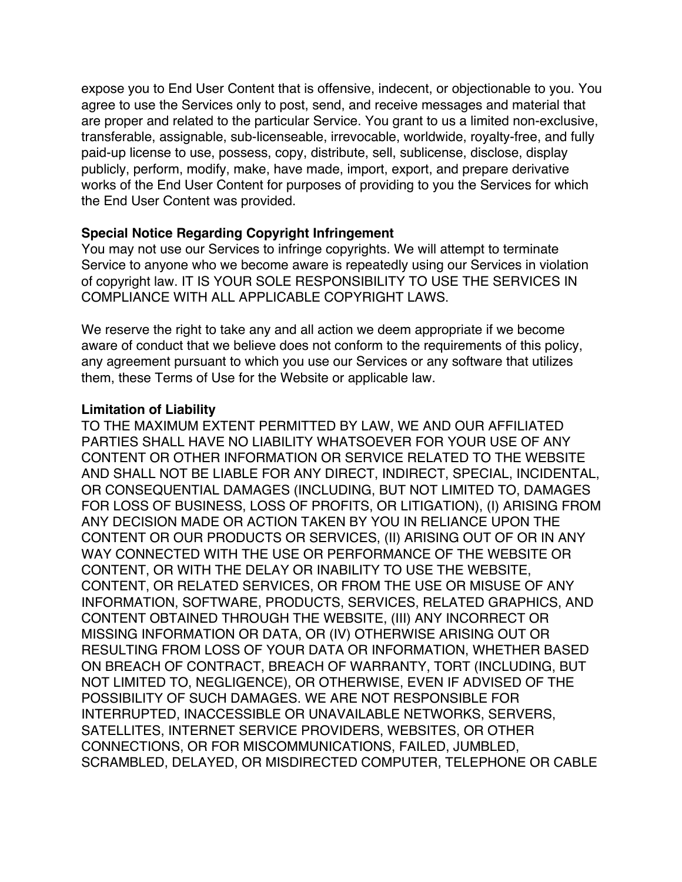expose you to End User Content that is offensive, indecent, or objectionable to you. You agree to use the Services only to post, send, and receive messages and material that are proper and related to the particular Service. You grant to us a limited non-exclusive, transferable, assignable, sub-licenseable, irrevocable, worldwide, royalty-free, and fully paid-up license to use, possess, copy, distribute, sell, sublicense, disclose, display publicly, perform, modify, make, have made, import, export, and prepare derivative works of the End User Content for purposes of providing to you the Services for which the End User Content was provided.

**Special Notice Regarding Copyright Infringement**
You may not use our Services to infringe copyrights. We will attempt to terminate Service to anyone who we become aware is repeatedly using our Services in violation of copyright law. IT IS YOUR SOLE RESPONSIBILITY TO USE THE SERVICES IN COMPLIANCE WITH ALL APPLICABLE COPYRIGHT LAWS.

We reserve the right to take any and all action we deem appropriate if we become aware of conduct that we believe does not conform to the requirements of this policy, any agreement pursuant to which you use our Services or any software that utilizes them, these Terms of Use for the Website or applicable law.

**Limitation of Liability**
TO THE MAXIMUM EXTENT PERMITTED BY LAW, WE AND OUR AFFILIATED PARTIES SHALL HAVE NO LIABILITY WHATSOEVER FOR YOUR USE OF ANY CONTENT OR OTHER INFORMATION OR SERVICE RELATED TO THE WEBSITE AND SHALL NOT BE LIABLE FOR ANY DIRECT, INDIRECT, SPECIAL, INCIDENTAL, OR CONSEQUENTIAL DAMAGES (INCLUDING, BUT NOT LIMITED TO, DAMAGES FOR LOSS OF BUSINESS, LOSS OF PROFITS, OR LITIGATION), (I) ARISING FROM ANY DECISION MADE OR ACTION TAKEN BY YOU IN RELIANCE UPON THE CONTENT OR OUR PRODUCTS OR SERVICES, (II) ARISING OUT OF OR IN ANY WAY CONNECTED WITH THE USE OR PERFORMANCE OF THE WEBSITE OR CONTENT, OR WITH THE DELAY OR INABILITY TO USE THE WEBSITE, CONTENT, OR RELATED SERVICES, OR FROM THE USE OR MISUSE OF ANY INFORMATION, SOFTWARE, PRODUCTS, SERVICES, RELATED GRAPHICS, AND CONTENT OBTAINED THROUGH THE WEBSITE, (III) ANY INCORRECT OR MISSING INFORMATION OR DATA, OR (IV) OTHERWISE ARISING OUT OR RESULTING FROM LOSS OF YOUR DATA OR INFORMATION, WHETHER BASED ON BREACH OF CONTRACT, BREACH OF WARRANTY, TORT (INCLUDING, BUT NOT LIMITED TO, NEGLIGENCE), OR OTHERWISE, EVEN IF ADVISED OF THE POSSIBILITY OF SUCH DAMAGES. WE ARE NOT RESPONSIBLE FOR INTERRUPTED, INACCESSIBLE OR UNAVAILABLE NETWORKS, SERVERS, SATELLITES, INTERNET SERVICE PROVIDERS, WEBSITES, OR OTHER CONNECTIONS, OR FOR MISCOMMUNICATIONS, FAILED, JUMBLED, SCRAMBLED, DELAYED, OR MISDIRECTED COMPUTER, TELEPHONE OR CABLE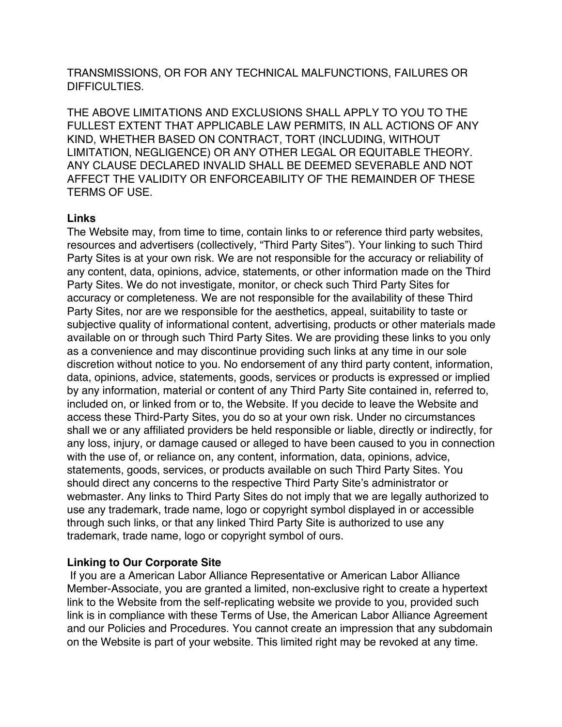TRANSMISSIONS, OR FOR ANY TECHNICAL MALFUNCTIONS, FAILURES OR DIFFICULTIES.

THE ABOVE LIMITATIONS AND EXCLUSIONS SHALL APPLY TO YOU TO THE FULLEST EXTENT THAT APPLICABLE LAW PERMITS, IN ALL ACTIONS OF ANY KIND, WHETHER BASED ON CONTRACT, TORT (INCLUDING, WITHOUT LIMITATION, NEGLIGENCE) OR ANY OTHER LEGAL OR EQUITABLE THEORY. ANY CLAUSE DECLARED INVALID SHALL BE DEEMED SEVERABLE AND NOT AFFECT THE VALIDITY OR ENFORCEABILITY OF THE REMAINDER OF THESE TERMS OF USE.

**Links**

The Website may, from time to time, contain links to or reference third party websites, resources and advertisers (collectively, "Third Party Sites"). Your linking to such Third Party Sites is at your own risk. We are not responsible for the accuracy or reliability of any content, data, opinions, advice, statements, or other information made on the Third Party Sites. We do not investigate, monitor, or check such Third Party Sites for accuracy or completeness. We are not responsible for the availability of these Third Party Sites, nor are we responsible for the aesthetics, appeal, suitability to taste or subjective quality of informational content, advertising, products or other materials made available on or through such Third Party Sites. We are providing these links to you only as a convenience and may discontinue providing such links at any time in our sole discretion without notice to you. No endorsement of any third party content, information, data, opinions, advice, statements, goods, services or products is expressed or implied by any information, material or content of any Third Party Site contained in, referred to, included on, or linked from or to, the Website. If you decide to leave the Website and access these Third-Party Sites, you do so at your own risk. Under no circumstances shall we or any affiliated providers be held responsible or liable, directly or indirectly, for any loss, injury, or damage caused or alleged to have been caused to you in connection with the use of, or reliance on, any content, information, data, opinions, advice, statements, goods, services, or products available on such Third Party Sites. You should direct any concerns to the respective Third Party Site's administrator or webmaster. Any links to Third Party Sites do not imply that we are legally authorized to use any trademark, trade name, logo or copyright symbol displayed in or accessible through such links, or that any linked Third Party Site is authorized to use any trademark, trade name, logo or copyright symbol of ours.

**Linking to Our Corporate Site**

If you are a American Labor Alliance Representative or American Labor Alliance Member-Associate, you are granted a limited, non-exclusive right to create a hypertext link to the Website from the self-replicating website we provide to you, provided such link is in compliance with these Terms of Use, the American Labor Alliance Agreement and our Policies and Procedures. You cannot create an impression that any subdomain on the Website is part of your website. This limited right may be revoked at any time.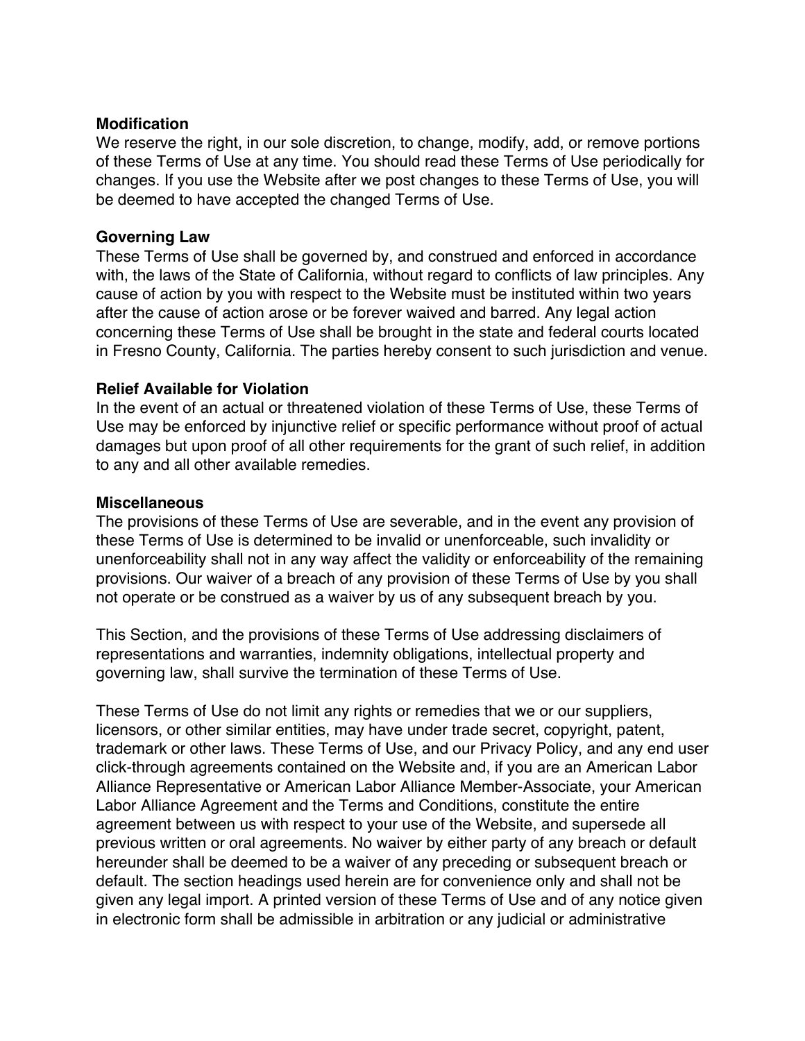**Modification**

We reserve the right, in our sole discretion, to change, modify, add, or remove portions of these Terms of Use at any time. You should read these Terms of Use periodically for changes. If you use the Website after we post changes to these Terms of Use, you will be deemed to have accepted the changed Terms of Use.

**Governing Law**

These Terms of Use shall be governed by, and construed and enforced in accordance with, the laws of the State of California, without regard to conflicts of law principles. Any cause of action by you with respect to the Website must be instituted within two years after the cause of action arose or be forever waived and barred. Any legal action concerning these Terms of Use shall be brought in the state and federal courts located in Fresno County, California. The parties hereby consent to such jurisdiction and venue.

**Relief Available for Violation**

In the event of an actual or threatened violation of these Terms of Use, these Terms of Use may be enforced by injunctive relief or specific performance without proof of actual damages but upon proof of all other requirements for the grant of such relief, in addition to any and all other available remedies.

**Miscellaneous**

The provisions of these Terms of Use are severable, and in the event any provision of these Terms of Use is determined to be invalid or unenforceable, such invalidity or unenforceability shall not in any way affect the validity or enforceability of the remaining provisions. Our waiver of a breach of any provision of these Terms of Use by you shall not operate or be construed as a waiver by us of any subsequent breach by you.

This Section, and the provisions of these Terms of Use addressing disclaimers of representations and warranties, indemnity obligations, intellectual property and governing law, shall survive the termination of these Terms of Use.

These Terms of Use do not limit any rights or remedies that we or our suppliers, licensors, or other similar entities, may have under trade secret, copyright, patent, trademark or other laws. These Terms of Use, and our Privacy Policy, and any end user click-through agreements contained on the Website and, if you are an American Labor Alliance Representative or American Labor Alliance Member-Associate, your American Labor Alliance Agreement and the Terms and Conditions, constitute the entire agreement between us with respect to your use of the Website, and supersede all previous written or oral agreements. No waiver by either party of any breach or default hereunder shall be deemed to be a waiver of any preceding or subsequent breach or default. The section headings used herein are for convenience only and shall not be given any legal import. A printed version of these Terms of Use and of any notice given in electronic form shall be admissible in arbitration or any judicial or administrative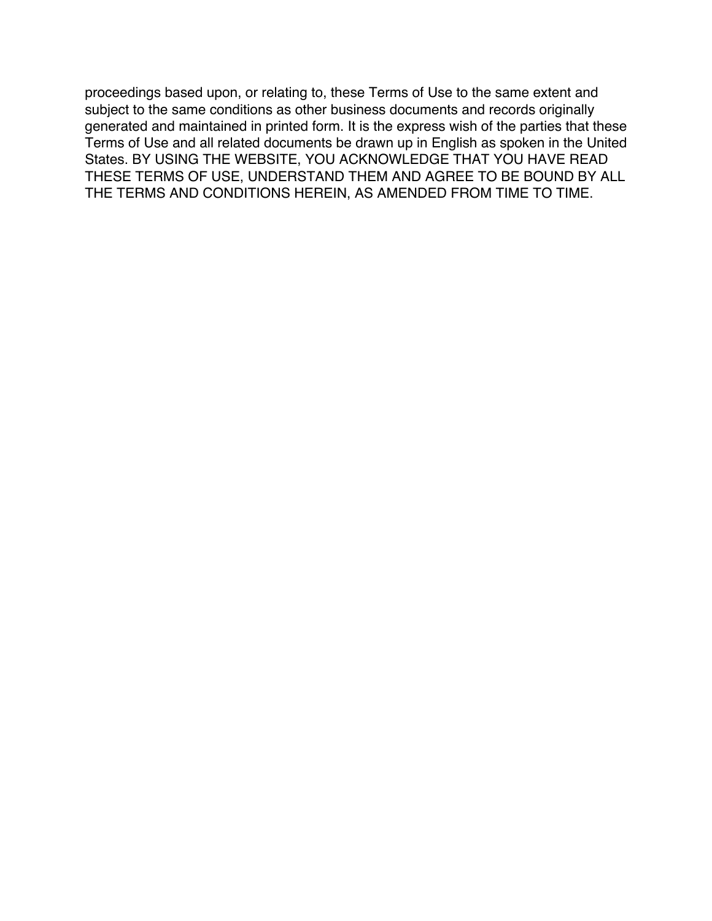proceedings based upon, or relating to, these Terms of Use to the same extent and subject to the same conditions as other business documents and records originally generated and maintained in printed form. It is the express wish of the parties that these Terms of Use and all related documents be drawn up in English as spoken in the United States. BY USING THE WEBSITE, YOU ACKNOWLEDGE THAT YOU HAVE READ THESE TERMS OF USE, UNDERSTAND THEM AND AGREE TO BE BOUND BY ALL THE TERMS AND CONDITIONS HEREIN, AS AMENDED FROM TIME TO TIME.